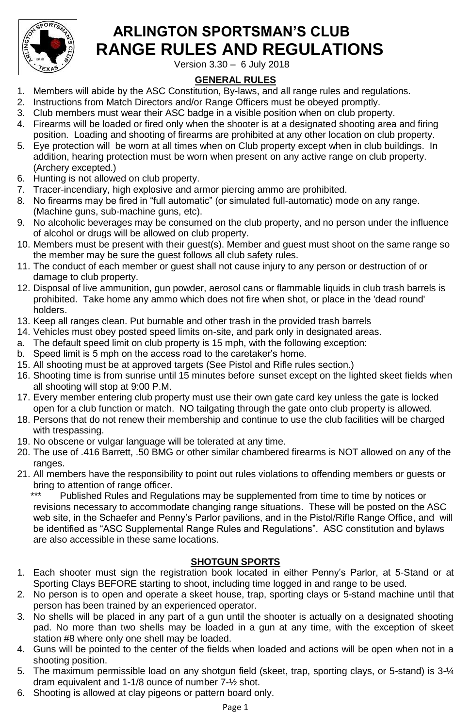# ARLINGTON SPORTSMAN'S CLUB
# RANGE RULES AND REGULATIONS

Version 3.30 – 6 July 2018

## GENERAL RULES

1. Members will abide by the ASC Constitution, By-laws, and all range rules and regulations.
2. Instructions from Match Directors and/or Range Officers must be obeyed promptly.
3. Club members must wear their ASC badge in a visible position when on club property.
4. Firearms will be loaded or fired only when the shooter is at a designated shooting area and firing position. Loading and shooting of firearms are prohibited at any other location on club property.
5. Eye protection will be worn at all times when on Club property except when in club buildings. In addition, hearing protection must be worn when present on any active range on club property. (Archery excepted.)
6. Hunting is not allowed on club property.
7. Tracer-incendiary, high explosive and armor piercing ammo are prohibited.
8. No firearms may be fired in "full automatic" (or simulated full-automatic) mode on any range. (Machine guns, sub-machine guns, etc).
9. No alcoholic beverages may be consumed on the club property, and no person under the influence of alcohol or drugs will be allowed on club property.
10. Members must be present with their guest(s). Member and guest must shoot on the same range so the member may be sure the guest follows all club safety rules.
11. The conduct of each member or guest shall not cause injury to any person or destruction of or damage to club property.
12. Disposal of live ammunition, gun powder, aerosol cans or flammable liquids in club trash barrels is prohibited. Take home any ammo which does not fire when shot, or place in the 'dead round' holders.
13. Keep all ranges clean. Put burnable and other trash in the provided trash barrels
14. Vehicles must obey posted speed limits on-site, and park only in designated areas.
   a. The default speed limit on club property is 15 mph, with the following exception:
   b. Speed limit is 5 mph on the access road to the caretaker's home.
15. All shooting must be at approved targets (See Pistol and Rifle rules section.)
16. Shooting time is from sunrise until 15 minutes before sunset except on the lighted skeet fields when all shooting will stop at 9:00 P.M.
17. Every member entering club property must use their own gate card key unless the gate is locked open for a club function or match. NO tailgating through the gate onto club property is allowed.
18. Persons that do not renew their membership and continue to use the club facilities will be charged with trespassing.
19. No obscene or vulgar language will be tolerated at any time.
20. The use of .416 Barrett, .50 BMG or other similar chambered firearms is NOT allowed on any of the ranges.
21. All members have the responsibility to point out rules violations to offending members or guests or bring to attention of range officer.

*** Published Rules and Regulations may be supplemented from time to time by notices or revisions necessary to accommodate changing range situations. These will be posted on the ASC web site, in the Schaefer and Penny's Parlor pavilions, and in the Pistol/Rifle Range Office, and will be identified as "ASC Supplemental Range Rules and Regulations". ASC constitution and bylaws are also accessible in these same locations.

## SHOTGUN SPORTS

1. Each shooter must sign the registration book located in either Penny's Parlor, at 5-Stand or at Sporting Clays BEFORE starting to shoot, including time logged in and range to be used.
2. No person is to open and operate a skeet house, trap, sporting clays or 5-stand machine until that person has been trained by an experienced operator.
3. No shells will be placed in any part of a gun until the shooter is actually on a designated shooting pad. No more than two shells may be loaded in a gun at any time, with the exception of skeet station #8 where only one shell may be loaded.
4. Guns will be pointed to the center of the fields when loaded and actions will be open when not in a shooting position.
5. The maximum permissible load on any shotgun field (skeet, trap, sporting clays, or 5-stand) is 3-¼ dram equivalent and 1-1/8 ounce of number 7-½ shot.
6. Shooting is allowed at clay pigeons or pattern board only.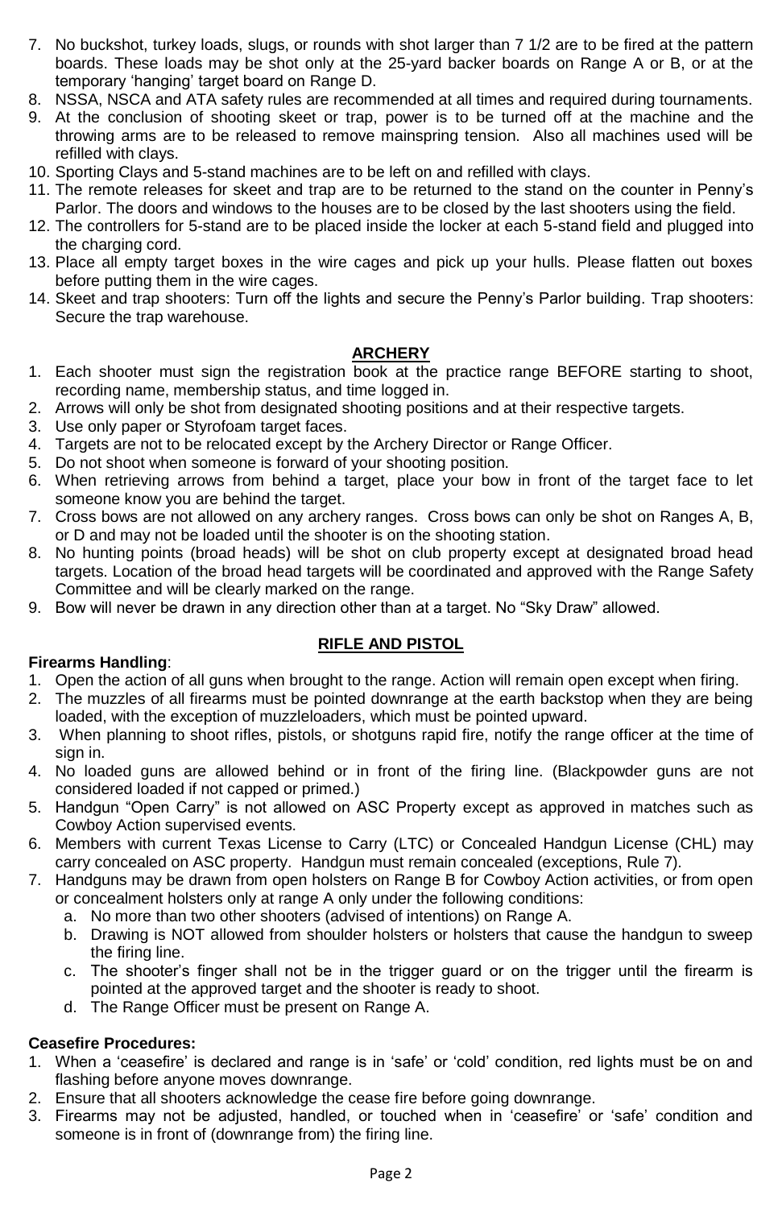7. No buckshot, turkey loads, slugs, or rounds with shot larger than 7 1/2 are to be fired at the pattern boards. These loads may be shot only at the 25-yard backer boards on Range A or B, or at the temporary 'hanging' target board on Range D.
8. NSSA, NSCA and ATA safety rules are recommended at all times and required during tournaments.
9. At the conclusion of shooting skeet or trap, power is to be turned off at the machine and the throwing arms are to be released to remove mainspring tension. Also all machines used will be refilled with clays.
10. Sporting Clays and 5-stand machines are to be left on and refilled with clays.
11. The remote releases for skeet and trap are to be returned to the stand on the counter in Penny's Parlor. The doors and windows to the houses are to be closed by the last shooters using the field.
12. The controllers for 5-stand are to be placed inside the locker at each 5-stand field and plugged into the charging cord.
13. Place all empty target boxes in the wire cages and pick up your hulls. Please flatten out boxes before putting them in the wire cages.
14. Skeet and trap shooters: Turn off the lights and secure the Penny's Parlor building. Trap shooters: Secure the trap warehouse.

## ARCHERY

1. Each shooter must sign the registration book at the practice range BEFORE starting to shoot, recording name, membership status, and time logged in.
2. Arrows will only be shot from designated shooting positions and at their respective targets.
3. Use only paper or Styrofoam target faces.
4. Targets are not to be relocated except by the Archery Director or Range Officer.
5. Do not shoot when someone is forward of your shooting position.
6. When retrieving arrows from behind a target, place your bow in front of the target face to let someone know you are behind the target.
7. Cross bows are not allowed on any archery ranges. Cross bows can only be shot on Ranges A, B, or D and may not be loaded until the shooter is on the shooting station.
8. No hunting points (broad heads) will be shot on club property except at designated broad head targets. Location of the broad head targets will be coordinated and approved with the Range Safety Committee and will be clearly marked on the range.
9. Bow will never be drawn in any direction other than at a target. No "Sky Draw" allowed.

## RIFLE AND PISTOL

**Firearms Handling**:

1. Open the action of all guns when brought to the range. Action will remain open except when firing.
2. The muzzles of all firearms must be pointed downrange at the earth backstop when they are being loaded, with the exception of muzzleloaders, which must be pointed upward.
3. When planning to shoot rifles, pistols, or shotguns rapid fire, notify the range officer at the time of sign in.
4. No loaded guns are allowed behind or in front of the firing line. (Blackpowder guns are not considered loaded if not capped or primed.)
5. Handgun "Open Carry" is not allowed on ASC Property except as approved in matches such as Cowboy Action supervised events.
6. Members with current Texas License to Carry (LTC) or Concealed Handgun License (CHL) may carry concealed on ASC property. Handgun must remain concealed (exceptions, Rule 7).
7. Handguns may be drawn from open holsters on Range B for Cowboy Action activities, or from open or concealment holsters only at range A only under the following conditions:
   a. No more than two other shooters (advised of intentions) on Range A.
   b. Drawing is NOT allowed from shoulder holsters or holsters that cause the handgun to sweep the firing line.
   c. The shooter's finger shall not be in the trigger guard or on the trigger until the firearm is pointed at the approved target and the shooter is ready to shoot.
   d. The Range Officer must be present on Range A.

**Ceasefire Procedures:**

1. When a 'ceasefire' is declared and range is in 'safe' or 'cold' condition, red lights must be on and flashing before anyone moves downrange.
2. Ensure that all shooters acknowledge the cease fire before going downrange.
3. Firearms may not be adjusted, handled, or touched when in 'ceasefire' or 'safe' condition and someone is in front of (downrange from) the firing line.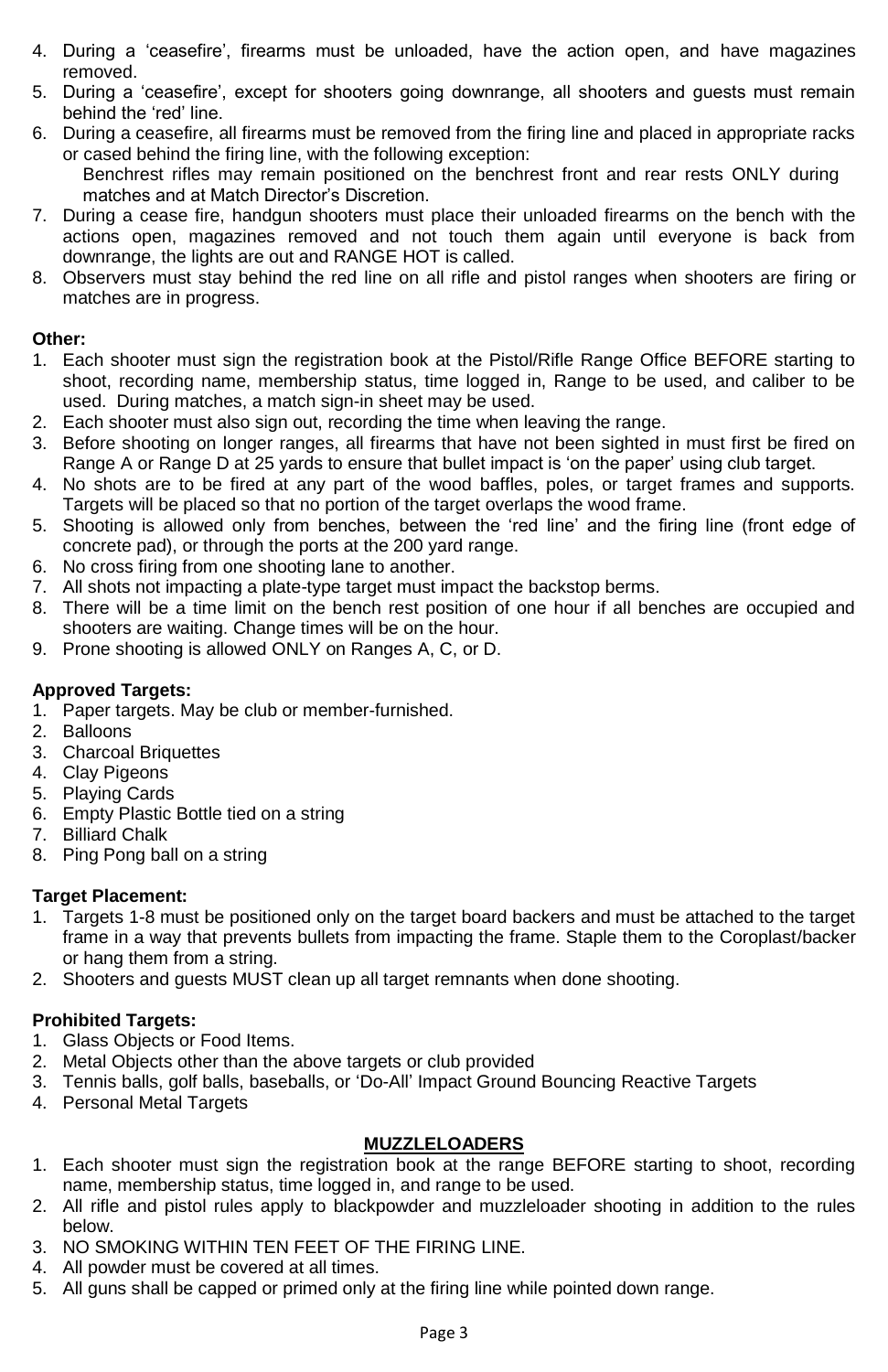4. During a 'ceasefire', firearms must be unloaded, have the action open, and have magazines removed.
5. During a 'ceasefire', except for shooters going downrange, all shooters and guests must remain behind the 'red' line.
6. During a ceasefire, all firearms must be removed from the firing line and placed in appropriate racks or cased behind the firing line, with the following exception:
   Benchrest rifles may remain positioned on the benchrest front and rear rests ONLY during matches and at Match Director's Discretion.
7. During a cease fire, handgun shooters must place their unloaded firearms on the bench with the actions open, magazines removed and not touch them again until everyone is back from downrange, the lights are out and RANGE HOT is called.
8. Observers must stay behind the red line on all rifle and pistol ranges when shooters are firing or matches are in progress.

**Other:**

1. Each shooter must sign the registration book at the Pistol/Rifle Range Office BEFORE starting to shoot, recording name, membership status, time logged in, Range to be used, and caliber to be used. During matches, a match sign-in sheet may be used.
2. Each shooter must also sign out, recording the time when leaving the range.
3. Before shooting on longer ranges, all firearms that have not been sighted in must first be fired on Range A or Range D at 25 yards to ensure that bullet impact is 'on the paper' using club target.
4. No shots are to be fired at any part of the wood baffles, poles, or target frames and supports. Targets will be placed so that no portion of the target overlaps the wood frame.
5. Shooting is allowed only from benches, between the 'red line' and the firing line (front edge of concrete pad), or through the ports at the 200 yard range.
6. No cross firing from one shooting lane to another.
7. All shots not impacting a plate-type target must impact the backstop berms.
8. There will be a time limit on the bench rest position of one hour if all benches are occupied and shooters are waiting. Change times will be on the hour.
9. Prone shooting is allowed ONLY on Ranges A, C, or D.

**Approved Targets:**

1. Paper targets. May be club or member-furnished.
2. Balloons
3. Charcoal Briquettes
4. Clay Pigeons
5. Playing Cards
6. Empty Plastic Bottle tied on a string
7. Billiard Chalk
8. Ping Pong ball on a string

**Target Placement:**

1. Targets 1-8 must be positioned only on the target board backers and must be attached to the target frame in a way that prevents bullets from impacting the frame. Staple them to the Coroplast/backer or hang them from a string.
2. Shooters and guests MUST clean up all target remnants when done shooting.

**Prohibited Targets:**

1. Glass Objects or Food Items.
2. Metal Objects other than the above targets or club provided
3. Tennis balls, golf balls, baseballs, or 'Do-All' Impact Ground Bouncing Reactive Targets
4. Personal Metal Targets

## MUZZLELOADERS

1. Each shooter must sign the registration book at the range BEFORE starting to shoot, recording name, membership status, time logged in, and range to be used.
2. All rifle and pistol rules apply to blackpowder and muzzleloader shooting in addition to the rules below.
3. NO SMOKING WITHIN TEN FEET OF THE FIRING LINE.
4. All powder must be covered at all times.
5. All guns shall be capped or primed only at the firing line while pointed down range.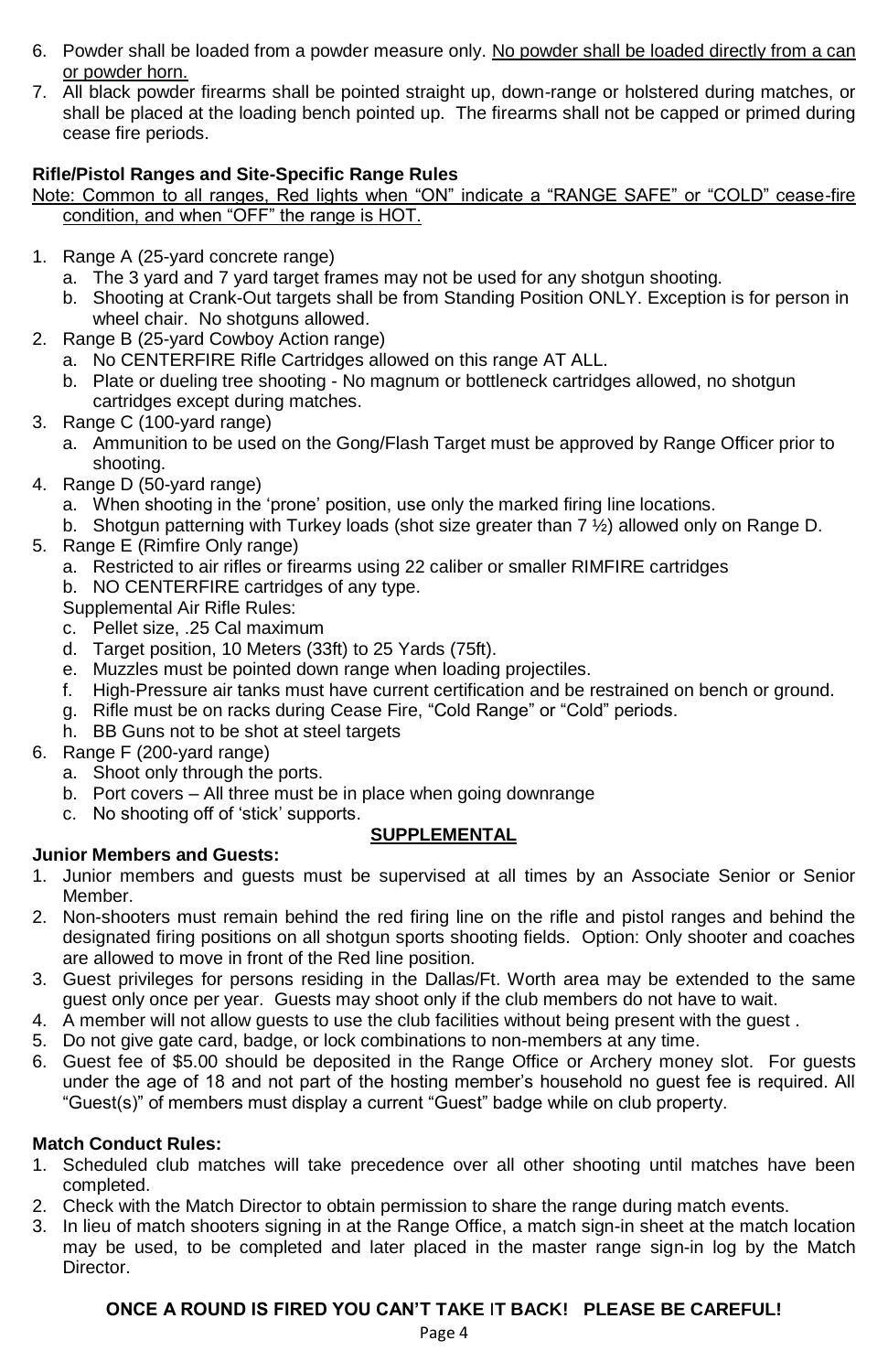6. Powder shall be loaded from a powder measure only. No powder shall be loaded directly from a can or powder horn.
7. All black powder firearms shall be pointed straight up, down-range or holstered during matches, or shall be placed at the loading bench pointed up. The firearms shall not be capped or primed during cease fire periods.

**Rifle/Pistol Ranges and Site-Specific Range Rules**

Note: Common to all ranges, Red lights when "ON" indicate a "RANGE SAFE" or "COLD" cease-fire condition, and when "OFF" the range is HOT.

1. Range A (25-yard concrete range)
   a. The 3 yard and 7 yard target frames may not be used for any shotgun shooting.
   b. Shooting at Crank-Out targets shall be from Standing Position ONLY. Exception is for person in wheel chair. No shotguns allowed.
2. Range B (25-yard Cowboy Action range)
   a. No CENTERFIRE Rifle Cartridges allowed on this range AT ALL.
   b. Plate or dueling tree shooting - No magnum or bottleneck cartridges allowed, no shotgun cartridges except during matches.
3. Range C (100-yard range)
   a. Ammunition to be used on the Gong/Flash Target must be approved by Range Officer prior to shooting.
4. Range D (50-yard range)
   a. When shooting in the 'prone' position, use only the marked firing line locations.
   b. Shotgun patterning with Turkey loads (shot size greater than 7 ½) allowed only on Range D.
5. Range E (Rimfire Only range)
   a. Restricted to air rifles or firearms using 22 caliber or smaller RIMFIRE cartridges
   b. NO CENTERFIRE cartridges of any type.

   Supplemental Air Rifle Rules:

   c. Pellet size, .25 Cal maximum
   d. Target position, 10 Meters (33ft) to 25 Yards (75ft).
   e. Muzzles must be pointed down range when loading projectiles.
   f. High-Pressure air tanks must have current certification and be restrained on bench or ground.
   g. Rifle must be on racks during Cease Fire, "Cold Range" or "Cold" periods.
   h. BB Guns not to be shot at steel targets
6. Range F (200-yard range)
   a. Shoot only through the ports.
   b. Port covers – All three must be in place when going downrange
   c. No shooting off of 'stick' supports.

**SUPPLEMENTAL**

**Junior Members and Guests:**

1. Junior members and guests must be supervised at all times by an Associate Senior or Senior Member.
2. Non-shooters must remain behind the red firing line on the rifle and pistol ranges and behind the designated firing positions on all shotgun sports shooting fields. Option: Only shooter and coaches are allowed to move in front of the Red line position.
3. Guest privileges for persons residing in the Dallas/Ft. Worth area may be extended to the same guest only once per year. Guests may shoot only if the club members do not have to wait.
4. A member will not allow guests to use the club facilities without being present with the guest .
5. Do not give gate card, badge, or lock combinations to non-members at any time.
6. Guest fee of $5.00 should be deposited in the Range Office or Archery money slot. For guests under the age of 18 and not part of the hosting member's household no guest fee is required. All "Guest(s)" of members must display a current "Guest" badge while on club property.

**Match Conduct Rules:**

1. Scheduled club matches will take precedence over all other shooting until matches have been completed.
2. Check with the Match Director to obtain permission to share the range during match events.
3. In lieu of match shooters signing in at the Range Office, a match sign-in sheet at the match location may be used, to be completed and later placed in the master range sign-in log by the Match Director.

**ONCE A ROUND IS FIRED YOU CAN'T TAKE IT BACK! PLEASE BE CAREFUL!**